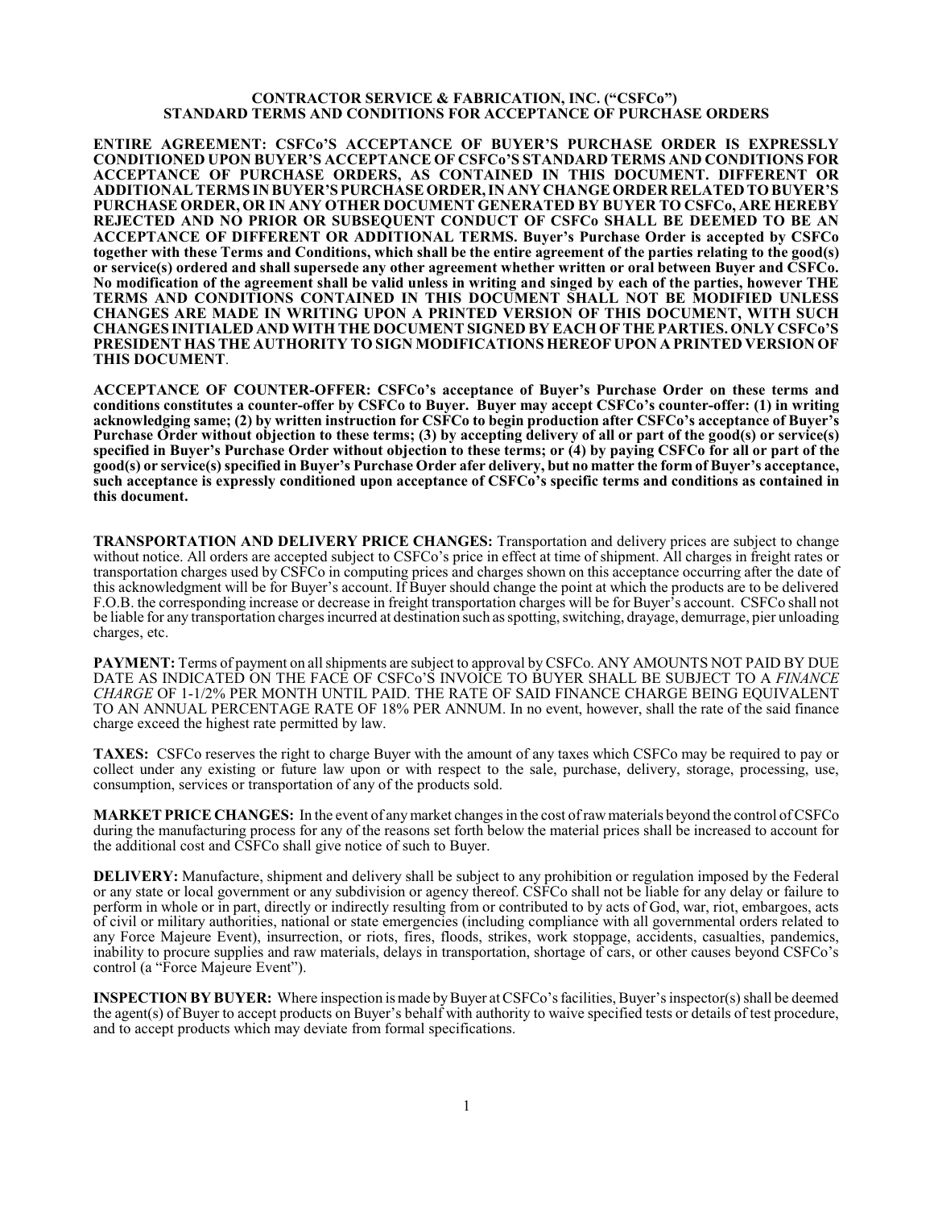**CONTRACTOR SERVICE & FABRICATION, INC. ("CSFCo")**
**STANDARD TERMS AND CONDITIONS FOR ACCEPTANCE OF PURCHASE ORDERS**

**ENTIRE AGREEMENT: CSFCo'S ACCEPTANCE OF BUYER'S PURCHASE ORDER IS EXPRESSLY CONDITIONED UPON BUYER'S ACCEPTANCE OF CSFCo'S STANDARD TERMS AND CONDITIONS FOR ACCEPTANCE OF PURCHASE ORDERS, AS CONTAINED IN THIS DOCUMENT. DIFFERENT OR ADDITIONAL TERMS IN BUYER'S PURCHASE ORDER, IN ANY CHANGE ORDER RELATED TO BUYER'S PURCHASE ORDER, OR IN ANY OTHER DOCUMENT GENERATED BY BUYER TO CSFCo, ARE HEREBY REJECTED AND NO PRIOR OR SUBSEQUENT CONDUCT OF CSFCo SHALL BE DEEMED TO BE AN ACCEPTANCE OF DIFFERENT OR ADDITIONAL TERMS. Buyer's Purchase Order is accepted by CSFCo together with these Terms and Conditions, which shall be the entire agreement of the parties relating to the good(s) or service(s) ordered and shall supersede any other agreement whether written or oral between Buyer and CSFCo. No modification of the agreement shall be valid unless in writing and singed by each of the parties, however THE TERMS AND CONDITIONS CONTAINED IN THIS DOCUMENT SHALL NOT BE MODIFIED UNLESS CHANGES ARE MADE IN WRITING UPON A PRINTED VERSION OF THIS DOCUMENT, WITH SUCH CHANGES INITIALED AND WITH THE DOCUMENT SIGNED BY EACH OF THE PARTIES. ONLY CSFCo'S PRESIDENT HAS THE AUTHORITY TO SIGN MODIFICATIONS HEREOF UPON A PRINTED VERSION OF THIS DOCUMENT**.

**ACCEPTANCE OF COUNTER-OFFER: CSFCo's acceptance of Buyer's Purchase Order on these terms and conditions constitutes a counter-offer by CSFCo to Buyer. Buyer may accept CSFCo's counter-offer: (1) in writing acknowledging same; (2) by written instruction for CSFCo to begin production after CSFCo's acceptance of Buyer's Purchase Order without objection to these terms; (3) by accepting delivery of all or part of the good(s) or service(s) specified in Buyer's Purchase Order without objection to these terms; or (4) by paying CSFCo for all or part of the good(s) or service(s) specified in Buyer's Purchase Order afer delivery, but no matter the form of Buyer's acceptance, such acceptance is expressly conditioned upon acceptance of CSFCo's specific terms and conditions as contained in this document.**

**TRANSPORTATION AND DELIVERY PRICE CHANGES:** Transportation and delivery prices are subject to change without notice. All orders are accepted subject to CSFCo's price in effect at time of shipment. All charges in freight rates or transportation charges used by CSFCo in computing prices and charges shown on this acceptance occurring after the date of this acknowledgment will be for Buyer's account. If Buyer should change the point at which the products are to be delivered F.O.B. the corresponding increase or decrease in freight transportation charges will be for Buyer's account. CSFCo shall not be liable for any transportation charges incurred at destination such as spotting, switching, drayage, demurrage, pier unloading charges, etc.

**PAYMENT:** Terms of payment on all shipments are subject to approval by CSFCo. ANY AMOUNTS NOT PAID BY DUE DATE AS INDICATED ON THE FACE OF CSFCo'S INVOICE TO BUYER SHALL BE SUBJECT TO A *FINANCE CHARGE* OF 1-1/2% PER MONTH UNTIL PAID. THE RATE OF SAID FINANCE CHARGE BEING EQUIVALENT TO AN ANNUAL PERCENTAGE RATE OF 18% PER ANNUM. In no event, however, shall the rate of the said finance charge exceed the highest rate permitted by law.

**TAXES:** CSFCo reserves the right to charge Buyer with the amount of any taxes which CSFCo may be required to pay or collect under any existing or future law upon or with respect to the sale, purchase, delivery, storage, processing, use, consumption, services or transportation of any of the products sold.

**MARKET PRICE CHANGES:** In the event of any market changes in the cost of raw materials beyond the control of CSFCo during the manufacturing process for any of the reasons set forth below the material prices shall be increased to account for the additional cost and CSFCo shall give notice of such to Buyer.

**DELIVERY:** Manufacture, shipment and delivery shall be subject to any prohibition or regulation imposed by the Federal or any state or local government or any subdivision or agency thereof. CSFCo shall not be liable for any delay or failure to perform in whole or in part, directly or indirectly resulting from or contributed to by acts of God, war, riot, embargoes, acts of civil or military authorities, national or state emergencies (including compliance with all governmental orders related to any Force Majeure Event), insurrection, or riots, fires, floods, strikes, work stoppage, accidents, casualties, pandemics, inability to procure supplies and raw materials, delays in transportation, shortage of cars, or other causes beyond CSFCo's control (a "Force Majeure Event").

**INSPECTION BY BUYER:** Where inspection is made by Buyer at CSFCo's facilities, Buyer's inspector(s) shall be deemed the agent(s) of Buyer to accept products on Buyer's behalf with authority to waive specified tests or details of test procedure, and to accept products which may deviate from formal specifications.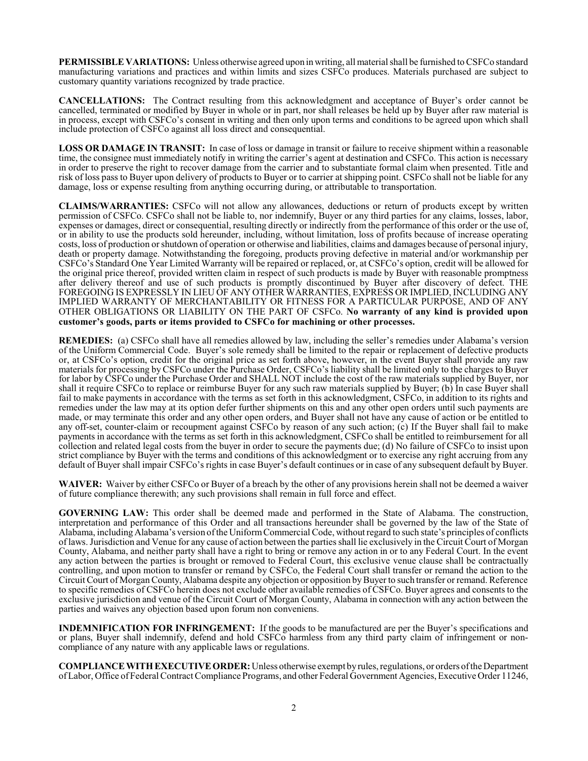**PERMISSIBLE VARIATIONS:** Unless otherwise agreed upon in writing, all material shall be furnished to CSFCo standard manufacturing variations and practices and within limits and sizes CSFCo produces. Materials purchased are subject to customary quantity variations recognized by trade practice.

**CANCELLATIONS:** The Contract resulting from this acknowledgment and acceptance of Buyer's order cannot be cancelled, terminated or modified by Buyer in whole or in part, nor shall releases be held up by Buyer after raw material is in process, except with CSFCo's consent in writing and then only upon terms and conditions to be agreed upon which shall include protection of CSFCo against all loss direct and consequential.

**LOSS OR DAMAGE IN TRANSIT:** In case of loss or damage in transit or failure to receive shipment within a reasonable time, the consignee must immediately notify in writing the carrier's agent at destination and CSFCo. This action is necessary in order to preserve the right to recover damage from the carrier and to substantiate formal claim when presented. Title and risk of loss pass to Buyer upon delivery of products to Buyer or to carrier at shipping point. CSFCo shall not be liable for any damage, loss or expense resulting from anything occurring during, or attributable to transportation.

**CLAIMS/WARRANTIES:** CSFCo will not allow any allowances, deductions or return of products except by written permission of CSFCo. CSFCo shall not be liable to, nor indemnify, Buyer or any third parties for any claims, losses, labor, expenses or damages, direct or consequential, resulting directly or indirectly from the performance of this order or the use of, or in ability to use the products sold hereunder, including, without limitation, loss of profits because of increase operating costs, loss of production or shutdown of operation or otherwise and liabilities, claims and damages because of personal injury, death or property damage. Notwithstanding the foregoing, products proving defective in material and/or workmanship per CSFCo's Standard One Year Limited Warranty will be repaired or replaced, or, at CSFCo's option, credit will be allowed for the original price thereof, provided written claim in respect of such products is made by Buyer with reasonable promptness after delivery thereof and use of such products is promptly discontinued by Buyer after discovery of defect. THE FOREGOING IS EXPRESSLY IN LIEU OF ANY OTHER WARRANTIES, EXPRESS OR IMPLIED, INCLUDING ANY IMPLIED WARRANTY OF MERCHANTABILITY OR FITNESS FOR A PARTICULAR PURPOSE, AND OF ANY OTHER OBLIGATIONS OR LIABILITY ON THE PART OF CSFCo. **No warranty of any kind is provided upon customer's goods, parts or items provided to CSFCo for machining or other processes.**

**REMEDIES:** (a) CSFCo shall have all remedies allowed by law, including the seller's remedies under Alabama's version of the Uniform Commercial Code. Buyer's sole remedy shall be limited to the repair or replacement of defective products or, at CSFCo's option, credit for the original price as set forth above, however, in the event Buyer shall provide any raw materials for processing by CSFCo under the Purchase Order, CSFCo's liability shall be limited only to the charges to Buyer for labor by CSFCo under the Purchase Order and SHALL NOT include the cost of the raw materials supplied by Buyer, nor shall it require CSFCo to replace or reimburse Buyer for any such raw materials supplied by Buyer; (b) In case Buyer shall fail to make payments in accordance with the terms as set forth in this acknowledgment, CSFCo, in addition to its rights and remedies under the law may at its option defer further shipments on this and any other open orders until such payments are made, or may terminate this order and any other open orders, and Buyer shall not have any cause of action or be entitled to any off-set, counter-claim or recoupment against CSFCo by reason of any such action; (c) If the Buyer shall fail to make payments in accordance with the terms as set forth in this acknowledgment, CSFCo shall be entitled to reimbursement for all collection and related legal costs from the buyer in order to secure the payments due; (d) No failure of CSFCo to insist upon strict compliance by Buyer with the terms and conditions of this acknowledgment or to exercise any right accruing from any default of Buyer shall impair CSFCo's rights in case Buyer's default continues or in case of any subsequent default by Buyer.

**WAIVER:** Waiver by either CSFCo or Buyer of a breach by the other of any provisions herein shall not be deemed a waiver of future compliance therewith; any such provisions shall remain in full force and effect.

**GOVERNING LAW:** This order shall be deemed made and performed in the State of Alabama. The construction, interpretation and performance of this Order and all transactions hereunder shall be governed by the law of the State of Alabama, including Alabama's version of the Uniform Commercial Code, without regard to such state's principles of conflicts of laws. Jurisdiction and Venue for any cause of action between the parties shall lie exclusively in the Circuit Court of Morgan County, Alabama, and neither party shall have a right to bring or remove any action in or to any Federal Court. In the event any action between the parties is brought or removed to Federal Court, this exclusive venue clause shall be contractually controlling, and upon motion to transfer or remand by CSFCo, the Federal Court shall transfer or remand the action to the Circuit Court of Morgan County, Alabama despite any objection or opposition by Buyer to such transfer or remand. Reference to specific remedies of CSFCo herein does not exclude other available remedies of CSFCo. Buyer agrees and consents to the exclusive jurisdiction and venue of the Circuit Court of Morgan County, Alabama in connection with any action between the parties and waives any objection based upon forum non conveniens.

**INDEMNIFICATION FOR INFRINGEMENT:** If the goods to be manufactured are per the Buyer's specifications and or plans, Buyer shall indemnify, defend and hold CSFCo harmless from any third party claim of infringement or non-compliance of any nature with any applicable laws or regulations.

**COMPLIANCE WITH EXECUTIVE ORDER:** Unless otherwise exempt by rules, regulations, or orders of the Department of Labor, Office of Federal Contract Compliance Programs, and other Federal Government Agencies, Executive Order 11246,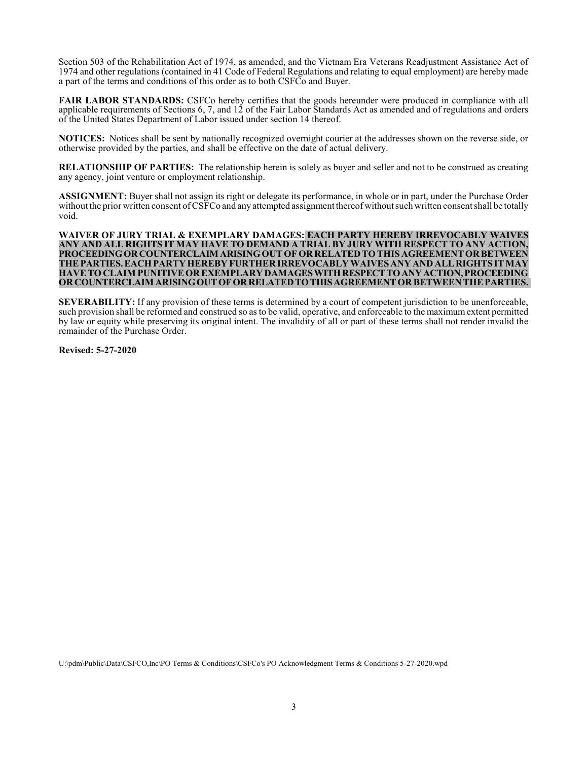Section 503 of the Rehabilitation Act of 1974, as amended, and the Vietnam Era Veterans Readjustment Assistance Act of 1974 and other regulations (contained in 41 Code of Federal Regulations and relating to equal employment) are hereby made a part of the terms and conditions of this order as to both CSFCo and Buyer.

**FAIR LABOR STANDARDS:** CSFCo hereby certifies that the goods hereunder were produced in compliance with all applicable requirements of Sections 6, 7, and 12 of the Fair Labor Standards Act as amended and of regulations and orders of the United States Department of Labor issued under section 14 thereof.

**NOTICES:** Notices shall be sent by nationally recognized overnight courier at the addresses shown on the reverse side, or otherwise provided by the parties, and shall be effective on the date of actual delivery.

**RELATIONSHIP OF PARTIES:** The relationship herein is solely as buyer and seller and not to be construed as creating any agency, joint venture or employment relationship.

**ASSIGNMENT:** Buyer shall not assign its right or delegate its performance, in whole or in part, under the Purchase Order without the prior written consent of CSFCo and any attempted assignment thereof without such written consent shall be totally void.

**WAIVER OF JURY TRIAL & EXEMPLARY DAMAGES: EACH PARTY HEREBY IRREVOCABLY WAIVES ANY AND ALL RIGHTS IT MAY HAVE TO DEMAND A TRIAL BY JURY WITH RESPECT TO ANY ACTION, PROCEEDING OR COUNTERCLAIM ARISING OUT OF OR RELATED TO THIS AGREEMENT OR BETWEEN THE PARTIES. EACH PARTY HEREBY FURTHER IRREVOCABLY WAIVES ANY AND ALL RIGHTS IT MAY HAVE TO CLAIM PUNITIVE OR EXEMPLARY DAMAGES WITH RESPECT TO ANY ACTION, PROCEEDING OR COUNTERCLAIM ARISING OUT OF OR RELATED TO THIS AGREEMENT OR BETWEEN THE PARTIES.**

**SEVERABILITY:** If any provision of these terms is determined by a court of competent jurisdiction to be unenforceable, such provision shall be reformed and construed so as to be valid, operative, and enforceable to the maximum extent permitted by law or equity while preserving its original intent. The invalidity of all or part of these terms shall not render invalid the remainder of the Purchase Order.

**Revised: 5-27-2020**

U:\pdm\Public\Data\CSFCO,Inc\PO Terms & Conditions\CSFCo's PO Acknowledgment Terms & Conditions 5-27-2020.wpd